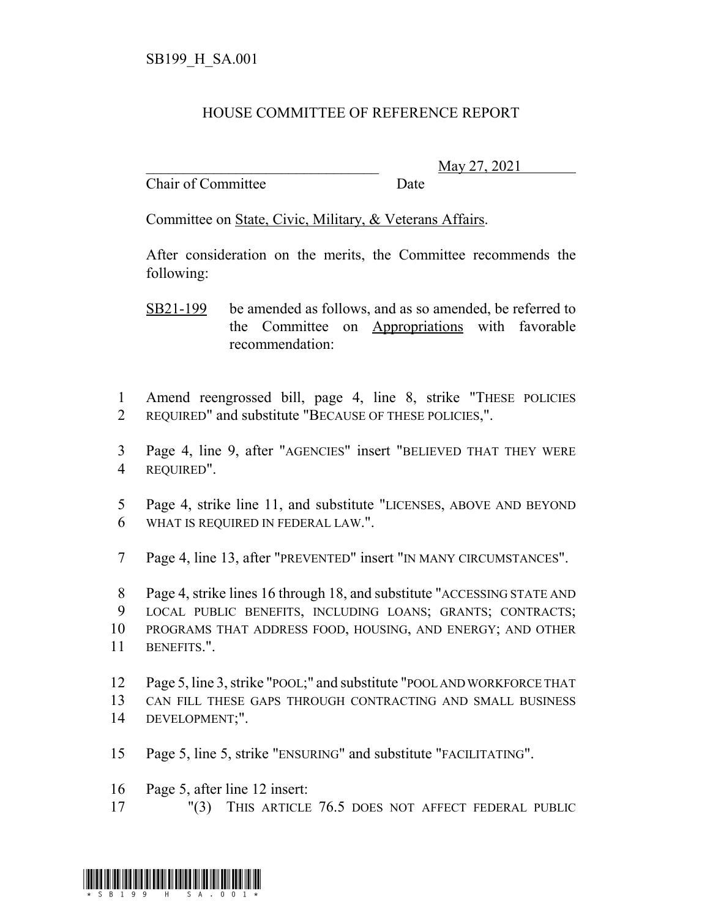SB199_H_SA.001

# HOUSE COMMITTEE OF REFERENCE REPORT

________________________________ May 27, 2021
Chair of Committee Date

Committee on State, Civic, Military, & Veterans Affairs.

After consideration on the merits, the Committee recommends the following:

SB21-199 be amended as follows, and as so amended, be referred to the Committee on Appropriations with favorable recommendation:

1 Amend reengrossed bill, page 4, line 8, strike "THESE POLICIES
2 REQUIRED" and substitute "BECAUSE OF THESE POLICIES,".

3 Page 4, line 9, after "AGENCIES" insert "BELIEVED THAT THEY WERE
4 REQUIRED".

5 Page 4, strike line 11, and substitute "LICENSES, ABOVE AND BEYOND
6 WHAT IS REQUIRED IN FEDERAL LAW.".

7 Page 4, line 13, after "PREVENTED" insert "IN MANY CIRCUMSTANCES".

8 Page 4, strike lines 16 through 18, and substitute "ACCESSING STATE AND
9 LOCAL PUBLIC BENEFITS, INCLUDING LOANS; GRANTS; CONTRACTS;
10 PROGRAMS THAT ADDRESS FOOD, HOUSING, AND ENERGY; AND OTHER
11 BENEFITS.".

12 Page 5, line 3, strike "POOL;" and substitute "POOL AND WORKFORCE THAT
13 CAN FILL THESE GAPS THROUGH CONTRACTING AND SMALL BUSINESS
14 DEVELOPMENT;".

15 Page 5, line 5, strike "ENSURING" and substitute "FACILITATING".

16 Page 5, after line 12 insert:
17 "(3) THIS ARTICLE 76.5 DOES NOT AFFECT FEDERAL PUBLIC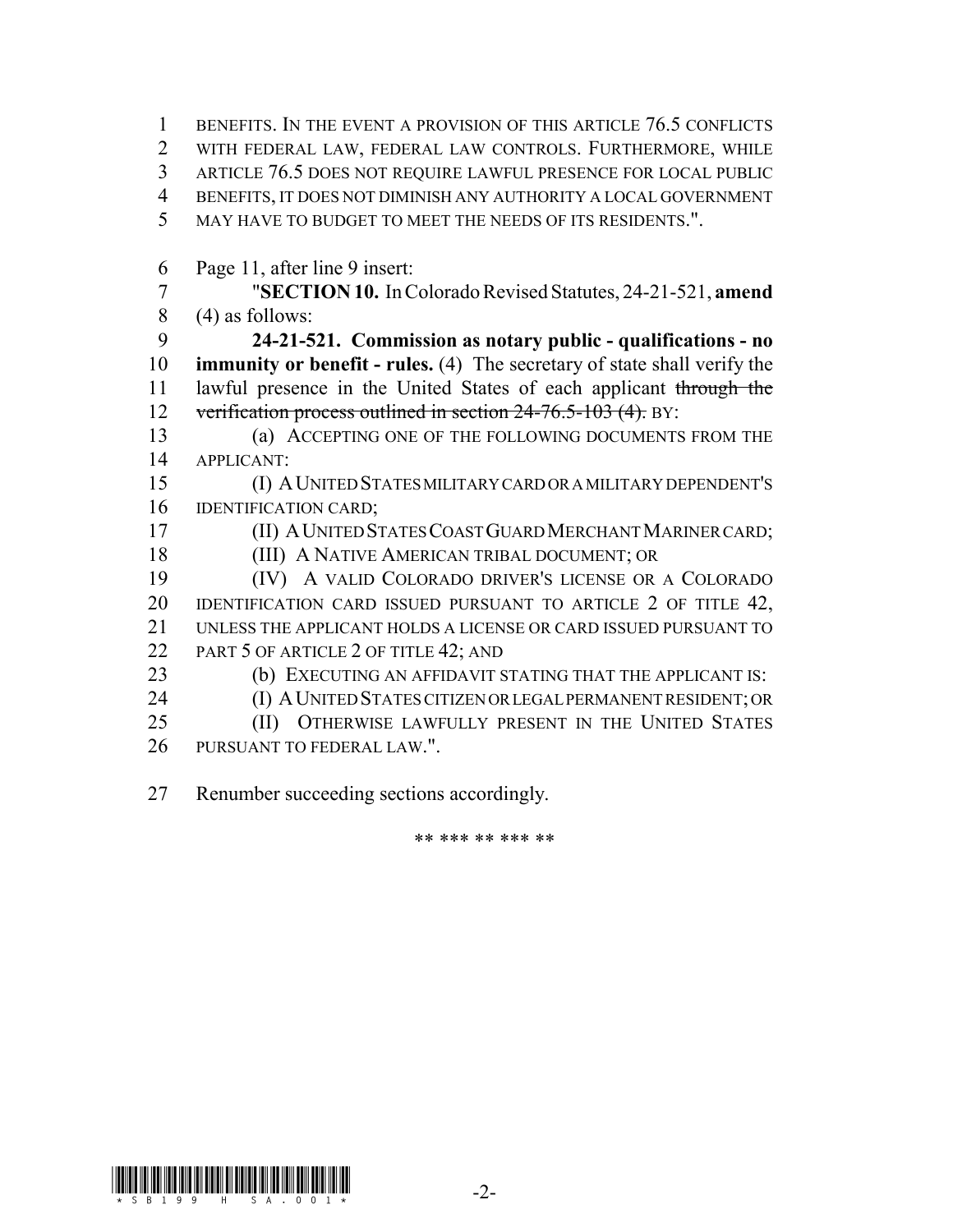BENEFITS. IN THE EVENT A PROVISION OF THIS ARTICLE 76.5 CONFLICTS WITH FEDERAL LAW, FEDERAL LAW CONTROLS. FURTHERMORE, WHILE ARTICLE 76.5 DOES NOT REQUIRE LAWFUL PRESENCE FOR LOCAL PUBLIC BENEFITS, IT DOES NOT DIMINISH ANY AUTHORITY A LOCAL GOVERNMENT MAY HAVE TO BUDGET TO MEET THE NEEDS OF ITS RESIDENTS.".

Page 11, after line 9 insert:

"**SECTION 10.** In Colorado Revised Statutes, 24-21-521, **amend** (4) as follows:

**24-21-521. Commission as notary public - qualifications - no immunity or benefit - rules.** (4) The secretary of state shall verify the lawful presence in the United States of each applicant ~~through the verification process outlined in section 24-76.5-103 (4).~~ BY:

(a) ACCEPTING ONE OF THE FOLLOWING DOCUMENTS FROM THE APPLICANT:

(I) A UNITED STATES MILITARY CARD OR A MILITARY DEPENDENT'S IDENTIFICATION CARD;

(II) A UNITED STATES COAST GUARD MERCHANT MARINER CARD;

(III) A NATIVE AMERICAN TRIBAL DOCUMENT; OR

(IV) A VALID COLORADO DRIVER'S LICENSE OR A COLORADO IDENTIFICATION CARD ISSUED PURSUANT TO ARTICLE 2 OF TITLE 42, UNLESS THE APPLICANT HOLDS A LICENSE OR CARD ISSUED PURSUANT TO PART 5 OF ARTICLE 2 OF TITLE 42; AND

(b) EXECUTING AN AFFIDAVIT STATING THAT THE APPLICANT IS:

(I) A UNITED STATES CITIZEN OR LEGAL PERMANENT RESIDENT; OR

(II) OTHERWISE LAWFULLY PRESENT IN THE UNITED STATES PURSUANT TO FEDERAL LAW.".

Renumber succeeding sections accordingly.

** *** ** *** **